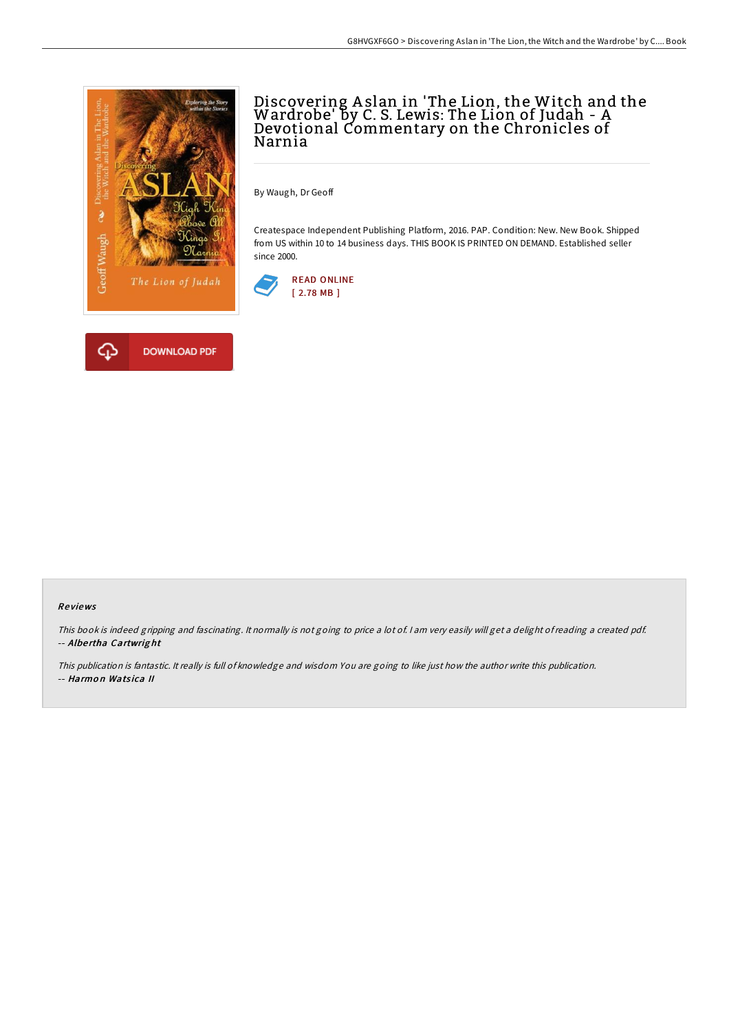# Discovering Aslan in 'The Lion, the Witch and the Wardrobe' by C. S. Lewis: The Lion of Judah - A Devotional Commentary on the Chronicles of Narnia

By Waugh, Dr Geoff

Createspace Independent Publishing Platform, 2016. PAP. Condition: New. New Book. Shipped from US within 10 to 14 business days. THIS BOOK IS PRINTED ON DEMAND. Established seller since 2000.

READ ONLINE
[ 2.78 MB ]

DOWNLOAD PDF

## Reviews

*This book is indeed gripping and fascinating. It normally is not going to price a lot of. I am very easily will get a delight of reading a created pdf.*
*-- **Albertha Cartwright***

*This publication is fantastic. It really is full of knowledge and wisdom You are going to like just how the author write this publication.*
*-- **Harmon Watsica II***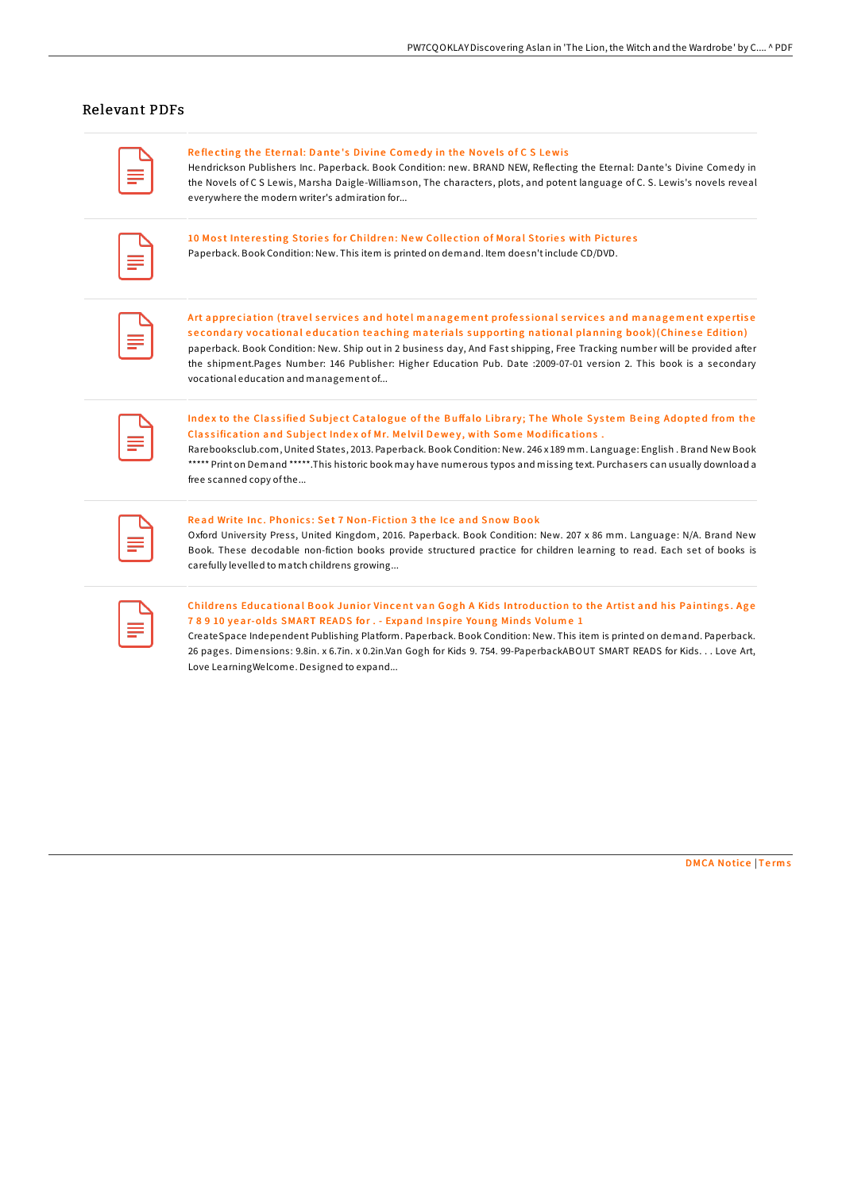## Relevant PDFs

**Reflecting the Eternal: Dante's Divine Comedy in the Novels of C S Lewis**

Hendrickson Publishers Inc. Paperback. Book Condition: new. BRAND NEW, Reflecting the Eternal: Dante's Divine Comedy in the Novels of C S Lewis, Marsha Daigle-Williamson, The characters, plots, and potent language of C. S. Lewis's novels reveal everywhere the modern writer's admiration for...

**10 Most Interesting Stories for Children: New Collection of Moral Stories with Pictures**

Paperback. Book Condition: New. This item is printed on demand. Item doesn't include CD/DVD.

**Art appreciation (travel services and hotel management professional services and management expertise secondary vocational education teaching materials supporting national planning book)(Chinese Edition)**

paperback. Book Condition: New. Ship out in 2 business day, And Fast shipping, Free Tracking number will be provided after the shipment.Pages Number: 146 Publisher: Higher Education Pub. Date :2009-07-01 version 2. This book is a secondary vocational education and management of...

**Index to the Classified Subject Catalogue of the Buffalo Library; The Whole System Being Adopted from the Classification and Subject Index of Mr. Melvil Dewey, with Some Modifications .**

Rarebooksclub.com, United States, 2013. Paperback. Book Condition: New. 246 x 189 mm. Language: English . Brand New Book ***** Print on Demand *****.This historic book may have numerous typos and missing text. Purchasers can usually download a free scanned copy of the...

**Read Write Inc. Phonics: Set 7 Non-Fiction 3 the Ice and Snow Book**

Oxford University Press, United Kingdom, 2016. Paperback. Book Condition: New. 207 x 86 mm. Language: N/A. Brand New Book. These decodable non-fiction books provide structured practice for children learning to read. Each set of books is carefully levelled to match childrens growing...

**Childrens Educational Book Junior Vincent van Gogh A Kids Introduction to the Artist and his Paintings. Age 7 8 9 10 year-olds SMART READS for . - Expand Inspire Young Minds Volume 1**

CreateSpace Independent Publishing Platform. Paperback. Book Condition: New. This item is printed on demand. Paperback. 26 pages. Dimensions: 9.8in. x 6.7in. x 0.2in.Van Gogh for Kids 9. 754. 99-PaperbackABOUT SMART READS for Kids. . . Love Art, Love LearningWelcome. Designed to expand...

DMCA Notice | Terms